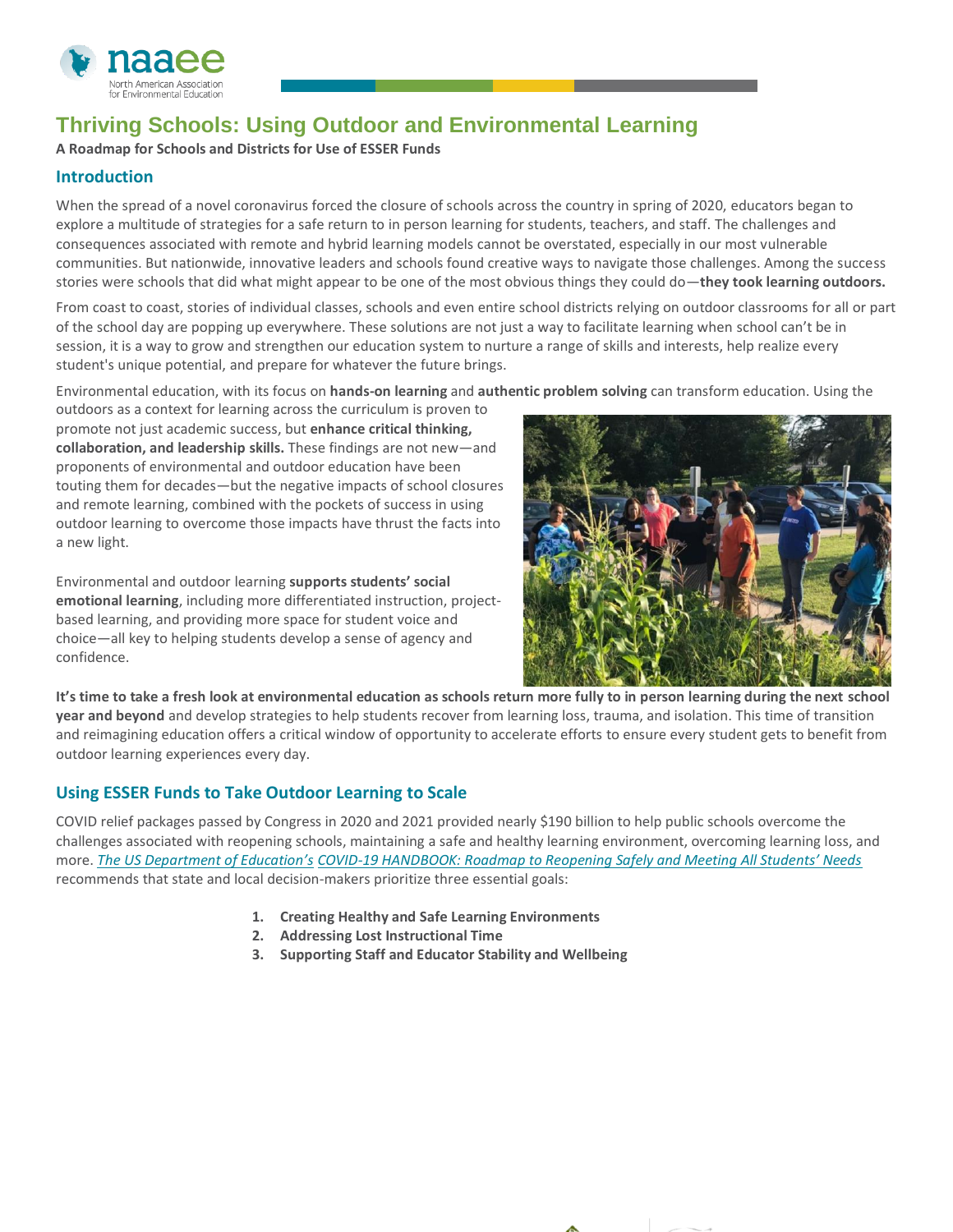# Thriving Schools: Using Outdoor and Environmental Learning

**A Roadmap for Schools and Districts for Use of ESSER Funds**

## Introduction

When the spread of a novel coronavirus forced the closure of schools across the country in spring of 2020, educators began to explore a multitude of strategies for a safe return to in person learning for students, teachers, and staff. The challenges and consequences associated with remote and hybrid learning models cannot be overstated, especially in our most vulnerable communities. But nationwide, innovative leaders and schools found creative ways to navigate those challenges. Among the success stories were schools that did what might appear to be one of the most obvious things they could do—**they took learning outdoors.**

From coast to coast, stories of individual classes, schools and even entire school districts relying on outdoor classrooms for all or part of the school day are popping up everywhere. These solutions are not just a way to facilitate learning when school can't be in session, it is a way to grow and strengthen our education system to nurture a range of skills and interests, help realize every student's unique potential, and prepare for whatever the future brings.

Environmental education, with its focus on **hands-on learning** and **authentic problem solving** can transform education. Using the outdoors as a context for learning across the curriculum is proven to promote not just academic success, but **enhance critical thinking, collaboration, and leadership skills.** These findings are not new—and proponents of environmental and outdoor education have been touting them for decades—but the negative impacts of school closures and remote learning, combined with the pockets of success in using outdoor learning to overcome those impacts have thrust the facts into a new light.

Environmental and outdoor learning **supports students' social emotional learning**, including more differentiated instruction, project-based learning, and providing more space for student voice and choice—all key to helping students develop a sense of agency and confidence.

**It's time to take a fresh look at environmental education as schools return more fully to in person learning during the next school year and beyond** and develop strategies to help students recover from learning loss, trauma, and isolation. This time of transition and reimagining education offers a critical window of opportunity to accelerate efforts to ensure every student gets to benefit from outdoor learning experiences every day.

## Using ESSER Funds to Take Outdoor Learning to Scale

COVID relief packages passed by Congress in 2020 and 2021 provided nearly $190 billion to help public schools overcome the challenges associated with reopening schools, maintaining a safe and healthy learning environment, overcoming learning loss, and more. *The US Department of Education's* *COVID-19 HANDBOOK: Roadmap to Reopening Safely and Meeting All Students' Needs* recommends that state and local decision-makers prioritize three essential goals:

1. **Creating Healthy and Safe Learning Environments**
2. **Addressing Lost Instructional Time**
3. **Supporting Staff and Educator Stability and Wellbeing**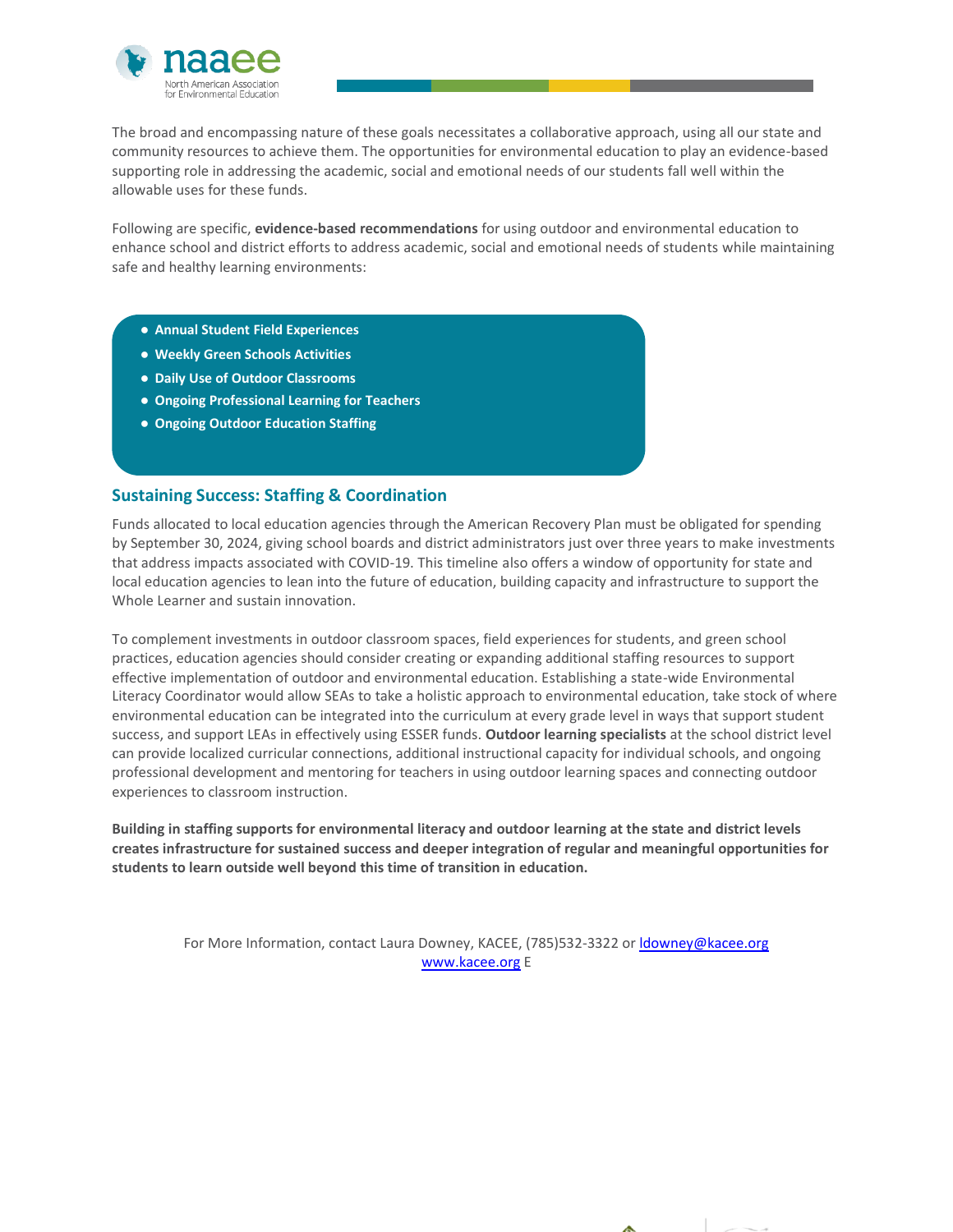The broad and encompassing nature of these goals necessitates a collaborative approach, using all our state and community resources to achieve them. The opportunities for environmental education to play an evidence-based supporting role in addressing the academic, social and emotional needs of our students fall well within the allowable uses for these funds.

Following are specific, **evidence-based recommendations** for using outdoor and environmental education to enhance school and district efforts to address academic, social and emotional needs of students while maintaining safe and healthy learning environments:

- **Annual Student Field Experiences**
- **Weekly Green Schools Activities**
- **Daily Use of Outdoor Classrooms**
- **Ongoing Professional Learning for Teachers**
- **Ongoing Outdoor Education Staffing**

## Sustaining Success: Staffing & Coordination

Funds allocated to local education agencies through the American Recovery Plan must be obligated for spending by September 30, 2024, giving school boards and district administrators just over three years to make investments that address impacts associated with COVID-19. This timeline also offers a window of opportunity for state and local education agencies to lean into the future of education, building capacity and infrastructure to support the Whole Learner and sustain innovation.

To complement investments in outdoor classroom spaces, field experiences for students, and green school practices, education agencies should consider creating or expanding additional staffing resources to support effective implementation of outdoor and environmental education. Establishing a state-wide Environmental Literacy Coordinator would allow SEAs to take a holistic approach to environmental education, take stock of where environmental education can be integrated into the curriculum at every grade level in ways that support student success, and support LEAs in effectively using ESSER funds. **Outdoor learning specialists** at the school district level can provide localized curricular connections, additional instructional capacity for individual schools, and ongoing professional development and mentoring for teachers in using outdoor learning spaces and connecting outdoor experiences to classroom instruction.

**Building in staffing supports for environmental literacy and outdoor learning at the state and district levels creates infrastructure for sustained success and deeper integration of regular and meaningful opportunities for students to learn outside well beyond this time of transition in education.**

For More Information, contact Laura Downey, KACEE, (785)532-3322 or ldowney@kacee.org
www.kacee.org E